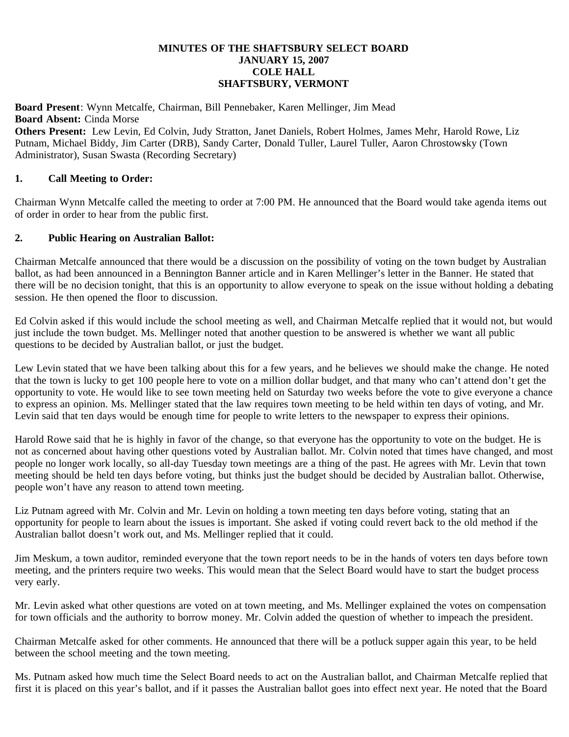**MINUTES OF THE SHAFTSBURY SELECT BOARD**
**JANUARY 15, 2007**
**COLE HALL**
**SHAFTSBURY, VERMONT**

**Board Present**: Wynn Metcalfe, Chairman, Bill Pennebaker, Karen Mellinger, Jim Mead
**Board Absent:** Cinda Morse
**Others Present:** Lew Levin, Ed Colvin, Judy Stratton, Janet Daniels, Robert Holmes, James Mehr, Harold Rowe, Liz Putnam, Michael Biddy, Jim Carter (DRB), Sandy Carter, Donald Tuller, Laurel Tuller, Aaron Chrostowsky (Town Administrator), Susan Swasta (Recording Secretary)

## 1. Call Meeting to Order:

Chairman Wynn Metcalfe called the meeting to order at 7:00 PM. He announced that the Board would take agenda items out of order in order to hear from the public first.

## 2. Public Hearing on Australian Ballot:

Chairman Metcalfe announced that there would be a discussion on the possibility of voting on the town budget by Australian ballot, as had been announced in a Bennington Banner article and in Karen Mellinger's letter in the Banner. He stated that there will be no decision tonight, that this is an opportunity to allow everyone to speak on the issue without holding a debating session. He then opened the floor to discussion.

Ed Colvin asked if this would include the school meeting as well, and Chairman Metcalfe replied that it would not, but would just include the town budget. Ms. Mellinger noted that another question to be answered is whether we want all public questions to be decided by Australian ballot, or just the budget.

Lew Levin stated that we have been talking about this for a few years, and he believes we should make the change. He noted that the town is lucky to get 100 people here to vote on a million dollar budget, and that many who can't attend don't get the opportunity to vote. He would like to see town meeting held on Saturday two weeks before the vote to give everyone a chance to express an opinion. Ms. Mellinger stated that the law requires town meeting to be held within ten days of voting, and Mr. Levin said that ten days would be enough time for people to write letters to the newspaper to express their opinions.

Harold Rowe said that he is highly in favor of the change, so that everyone has the opportunity to vote on the budget. He is not as concerned about having other questions voted by Australian ballot. Mr. Colvin noted that times have changed, and most people no longer work locally, so all-day Tuesday town meetings are a thing of the past. He agrees with Mr. Levin that town meeting should be held ten days before voting, but thinks just the budget should be decided by Australian ballot. Otherwise, people won't have any reason to attend town meeting.

Liz Putnam agreed with Mr. Colvin and Mr. Levin on holding a town meeting ten days before voting, stating that an opportunity for people to learn about the issues is important. She asked if voting could revert back to the old method if the Australian ballot doesn't work out, and Ms. Mellinger replied that it could.

Jim Meskum, a town auditor, reminded everyone that the town report needs to be in the hands of voters ten days before town meeting, and the printers require two weeks. This would mean that the Select Board would have to start the budget process very early.

Mr. Levin asked what other questions are voted on at town meeting, and Ms. Mellinger explained the votes on compensation for town officials and the authority to borrow money. Mr. Colvin added the question of whether to impeach the president.

Chairman Metcalfe asked for other comments. He announced that there will be a potluck supper again this year, to be held between the school meeting and the town meeting.

Ms. Putnam asked how much time the Select Board needs to act on the Australian ballot, and Chairman Metcalfe replied that first it is placed on this year's ballot, and if it passes the Australian ballot goes into effect next year. He noted that the Board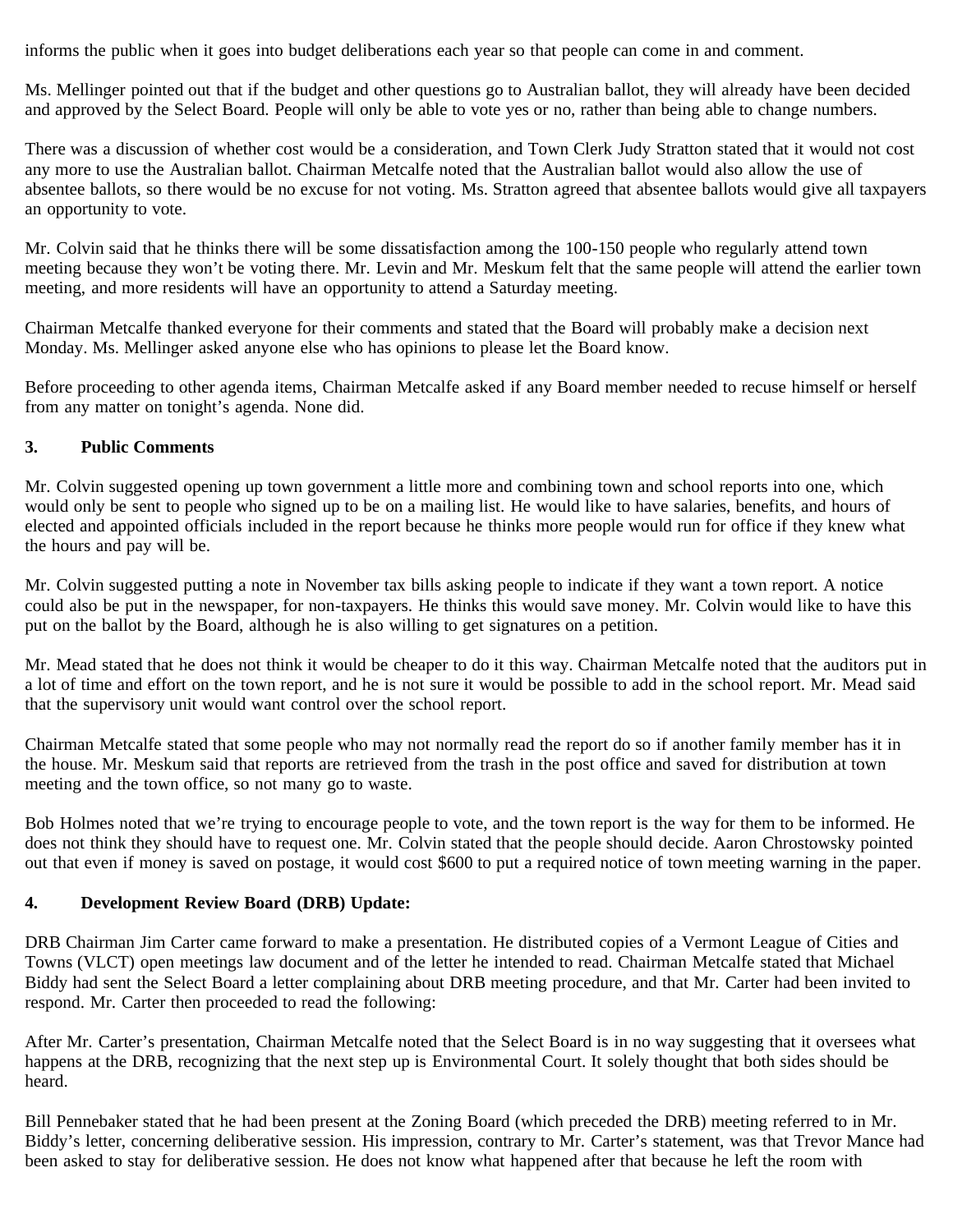informs the public when it goes into budget deliberations each year so that people can come in and comment.

Ms. Mellinger pointed out that if the budget and other questions go to Australian ballot, they will already have been decided and approved by the Select Board. People will only be able to vote yes or no, rather than being able to change numbers.

There was a discussion of whether cost would be a consideration, and Town Clerk Judy Stratton stated that it would not cost any more to use the Australian ballot. Chairman Metcalfe noted that the Australian ballot would also allow the use of absentee ballots, so there would be no excuse for not voting. Ms. Stratton agreed that absentee ballots would give all taxpayers an opportunity to vote.

Mr. Colvin said that he thinks there will be some dissatisfaction among the 100-150 people who regularly attend town meeting because they won't be voting there. Mr. Levin and Mr. Meskum felt that the same people will attend the earlier town meeting, and more residents will have an opportunity to attend a Saturday meeting.

Chairman Metcalfe thanked everyone for their comments and stated that the Board will probably make a decision next Monday. Ms. Mellinger asked anyone else who has opinions to please let the Board know.

Before proceeding to other agenda items, Chairman Metcalfe asked if any Board member needed to recuse himself or herself from any matter on tonight's agenda. None did.

## 3. Public Comments

Mr. Colvin suggested opening up town government a little more and combining town and school reports into one, which would only be sent to people who signed up to be on a mailing list. He would like to have salaries, benefits, and hours of elected and appointed officials included in the report because he thinks more people would run for office if they knew what the hours and pay will be.

Mr. Colvin suggested putting a note in November tax bills asking people to indicate if they want a town report. A notice could also be put in the newspaper, for non-taxpayers. He thinks this would save money. Mr. Colvin would like to have this put on the ballot by the Board, although he is also willing to get signatures on a petition.

Mr. Mead stated that he does not think it would be cheaper to do it this way. Chairman Metcalfe noted that the auditors put in a lot of time and effort on the town report, and he is not sure it would be possible to add in the school report. Mr. Mead said that the supervisory unit would want control over the school report.

Chairman Metcalfe stated that some people who may not normally read the report do so if another family member has it in the house. Mr. Meskum said that reports are retrieved from the trash in the post office and saved for distribution at town meeting and the town office, so not many go to waste.

Bob Holmes noted that we're trying to encourage people to vote, and the town report is the way for them to be informed. He does not think they should have to request one. Mr. Colvin stated that the people should decide. Aaron Chrostowsky pointed out that even if money is saved on postage, it would cost $600 to put a required notice of town meeting warning in the paper.

## 4. Development Review Board (DRB) Update:

DRB Chairman Jim Carter came forward to make a presentation. He distributed copies of a Vermont League of Cities and Towns (VLCT) open meetings law document and of the letter he intended to read. Chairman Metcalfe stated that Michael Biddy had sent the Select Board a letter complaining about DRB meeting procedure, and that Mr. Carter had been invited to respond. Mr. Carter then proceeded to read the following:

After Mr. Carter's presentation, Chairman Metcalfe noted that the Select Board is in no way suggesting that it oversees what happens at the DRB, recognizing that the next step up is Environmental Court. It solely thought that both sides should be heard.

Bill Pennebaker stated that he had been present at the Zoning Board (which preceded the DRB) meeting referred to in Mr. Biddy's letter, concerning deliberative session. His impression, contrary to Mr. Carter's statement, was that Trevor Mance had been asked to stay for deliberative session. He does not know what happened after that because he left the room with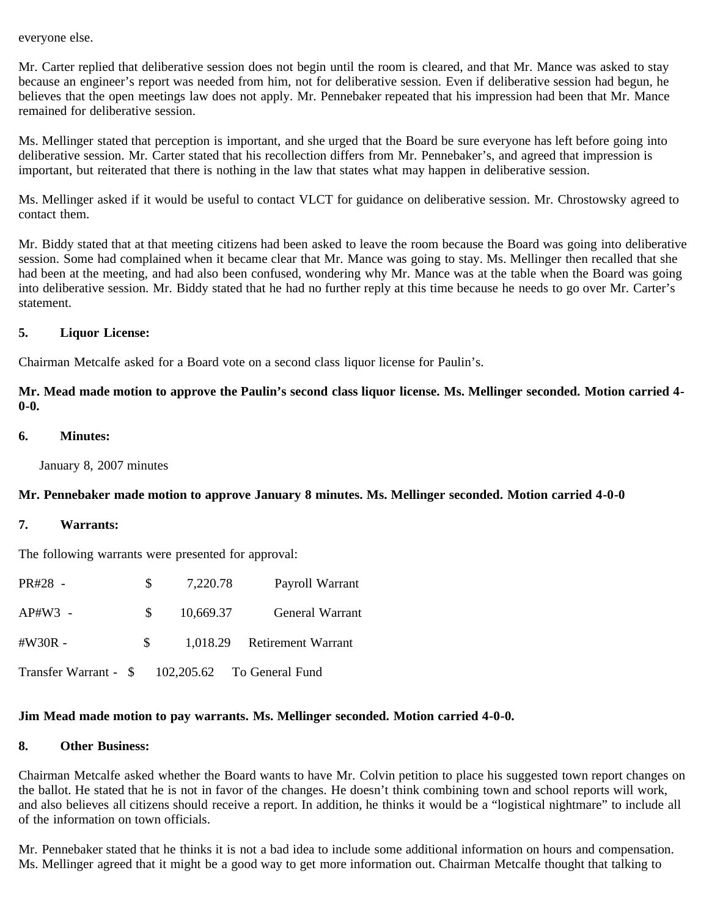everyone else.

Mr. Carter replied that deliberative session does not begin until the room is cleared, and that Mr. Mance was asked to stay because an engineer's report was needed from him, not for deliberative session. Even if deliberative session had begun, he believes that the open meetings law does not apply. Mr. Pennebaker repeated that his impression had been that Mr. Mance remained for deliberative session.

Ms. Mellinger stated that perception is important, and she urged that the Board be sure everyone has left before going into deliberative session. Mr. Carter stated that his recollection differs from Mr. Pennebaker's, and agreed that impression is important, but reiterated that there is nothing in the law that states what may happen in deliberative session.

Ms. Mellinger asked if it would be useful to contact VLCT for guidance on deliberative session. Mr. Chrostowsky agreed to contact them.

Mr. Biddy stated that at that meeting citizens had been asked to leave the room because the Board was going into deliberative session. Some had complained when it became clear that Mr. Mance was going to stay. Ms. Mellinger then recalled that she had been at the meeting, and had also been confused, wondering why Mr. Mance was at the table when the Board was going into deliberative session. Mr. Biddy stated that he had no further reply at this time because he needs to go over Mr. Carter's statement.

**5. Liquor License:**

Chairman Metcalfe asked for a Board vote on a second class liquor license for Paulin's.

**Mr. Mead made motion to approve the Paulin's second class liquor license. Ms. Mellinger seconded. Motion carried 4-0-0.**

**6. Minutes:**

January 8, 2007 minutes

**Mr. Pennebaker made motion to approve January 8 minutes. Ms. Mellinger seconded. Motion carried 4-0-0**

**7. Warrants:**

The following warrants were presented for approval:

| | | | |
|---|---|---|---|
| PR#28 - | $ | 7,220.78 | Payroll Warrant |
| AP#W3 - | $ | 10,669.37 | General Warrant |
| #W30R - | $ | 1,018.29 | Retirement Warrant |
| Transfer Warrant - | $ | 102,205.62 | To General Fund |

**Jim Mead made motion to pay warrants. Ms. Mellinger seconded. Motion carried 4-0-0.**

**8. Other Business:**

Chairman Metcalfe asked whether the Board wants to have Mr. Colvin petition to place his suggested town report changes on the ballot. He stated that he is not in favor of the changes. He doesn't think combining town and school reports will work, and also believes all citizens should receive a report. In addition, he thinks it would be a "logistical nightmare" to include all of the information on town officials.

Mr. Pennebaker stated that he thinks it is not a bad idea to include some additional information on hours and compensation. Ms. Mellinger agreed that it might be a good way to get more information out. Chairman Metcalfe thought that talking to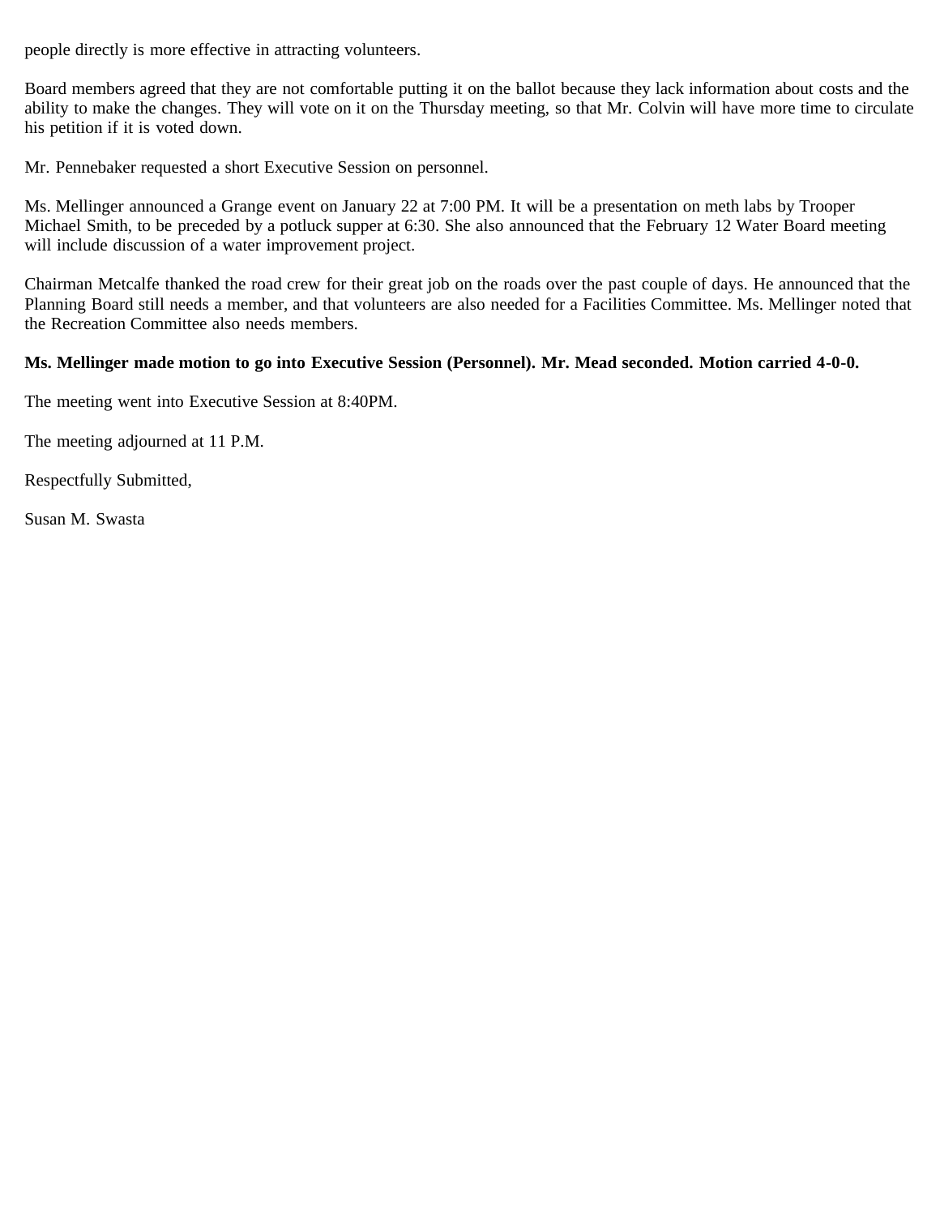people directly is more effective in attracting volunteers.

Board members agreed that they are not comfortable putting it on the ballot because they lack information about costs and the ability to make the changes. They will vote on it on the Thursday meeting, so that Mr. Colvin will have more time to circulate his petition if it is voted down.

Mr. Pennebaker requested a short Executive Session on personnel.

Ms. Mellinger announced a Grange event on January 22 at 7:00 PM. It will be a presentation on meth labs by Trooper Michael Smith, to be preceded by a potluck supper at 6:30. She also announced that the February 12 Water Board meeting will include discussion of a water improvement project.

Chairman Metcalfe thanked the road crew for their great job on the roads over the past couple of days. He announced that the Planning Board still needs a member, and that volunteers are also needed for a Facilities Committee. Ms. Mellinger noted that the Recreation Committee also needs members.

**Ms. Mellinger made motion to go into Executive Session (Personnel). Mr. Mead seconded. Motion carried 4-0-0.**

The meeting went into Executive Session at 8:40PM.

The meeting adjourned at 11 P.M.

Respectfully Submitted,

Susan M. Swasta